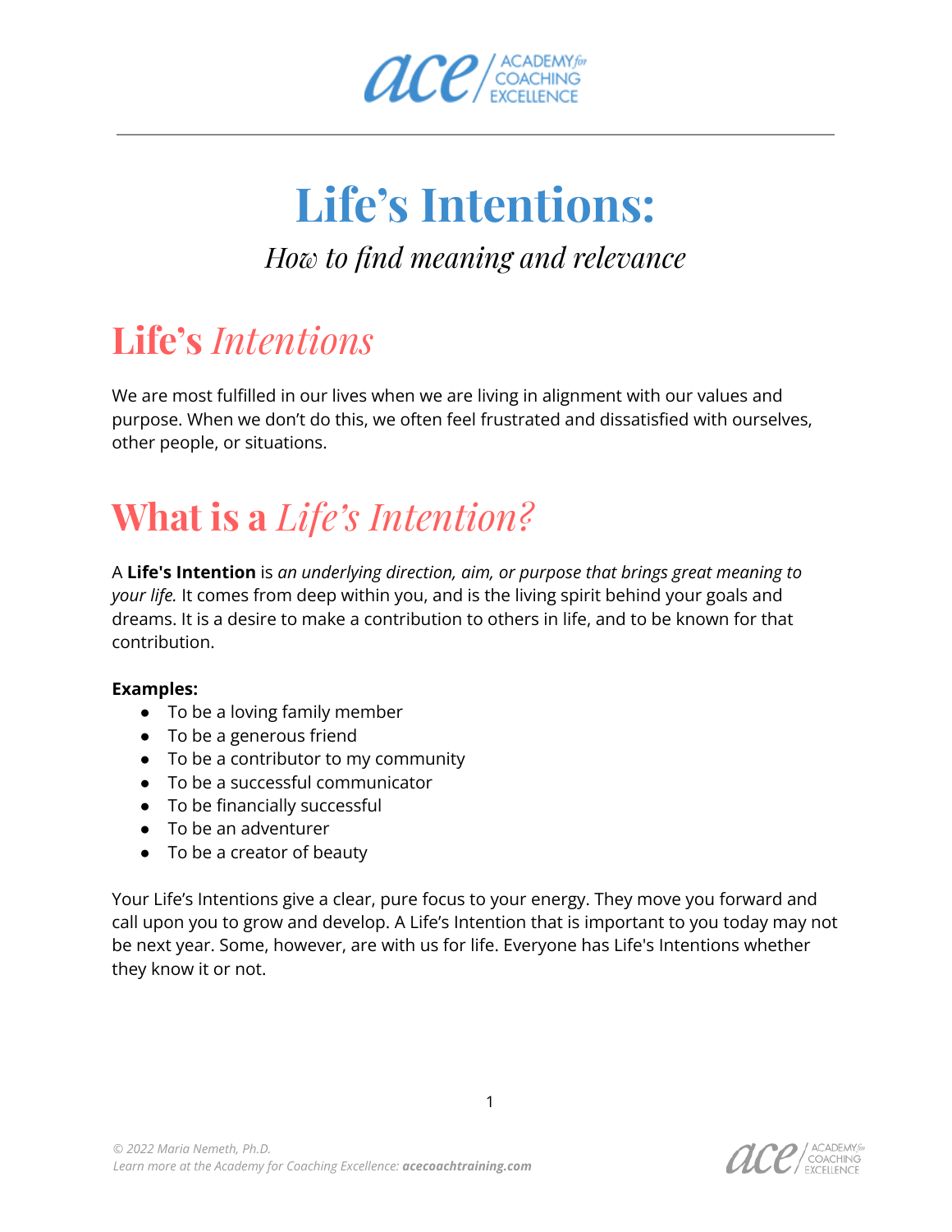# Life's Intentions:

*How to find meaning and relevance*

## Life's *Intentions*

We are most fulfilled in our lives when we are living in alignment with our values and purpose. When we don't do this, we often feel frustrated and dissatisfied with ourselves, other people, or situations.

## What is a *Life's Intention?*

A **Life's Intention** is *an underlying direction, aim, or purpose that brings great meaning to your life.* It comes from deep within you, and is the living spirit behind your goals and dreams. It is a desire to make a contribution to others in life, and to be known for that contribution.

**Examples:**

- To be a loving family member
- To be a generous friend
- To be a contributor to my community
- To be a successful communicator
- To be financially successful
- To be an adventurer
- To be a creator of beauty

Your Life's Intentions give a clear, pure focus to your energy. They move you forward and call upon you to grow and develop. A Life's Intention that is important to you today may not be next year. Some, however, are with us for life. Everyone has Life's Intentions whether they know it or not.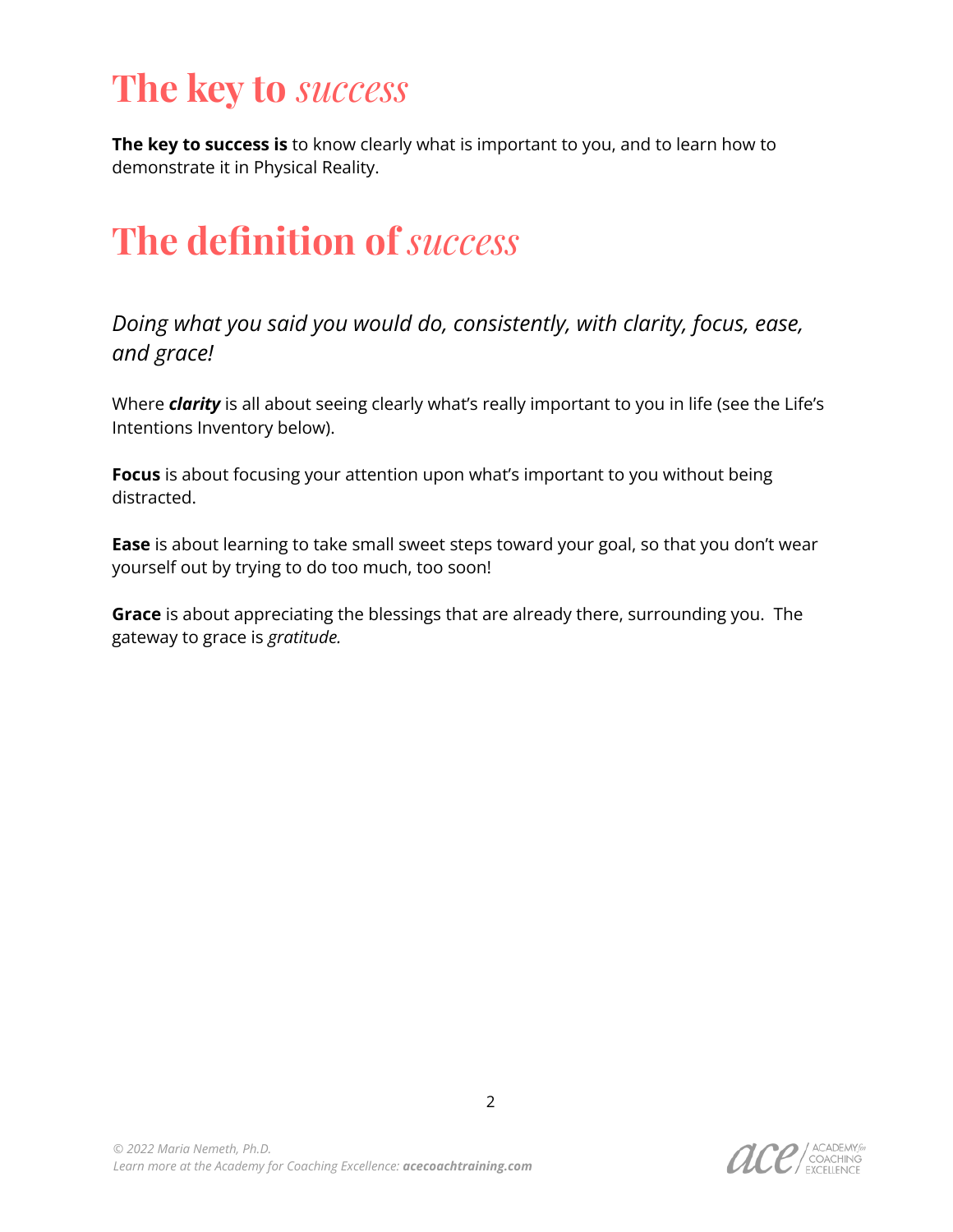# The key to *success*

**The key to success is** to know clearly what is important to you, and to learn how to demonstrate it in Physical Reality.

# The definition of *success*

*Doing what you said you would do, consistently, with clarity, focus, ease, and grace!*

Where ***clarity*** is all about seeing clearly what's really important to you in life (see the Life's Intentions Inventory below).

**Focus** is about focusing your attention upon what's important to you without being distracted.

**Ease** is about learning to take small sweet steps toward your goal, so that you don't wear yourself out by trying to do too much, too soon!

**Grace** is about appreciating the blessings that are already there, surrounding you. The gateway to grace is *gratitude.*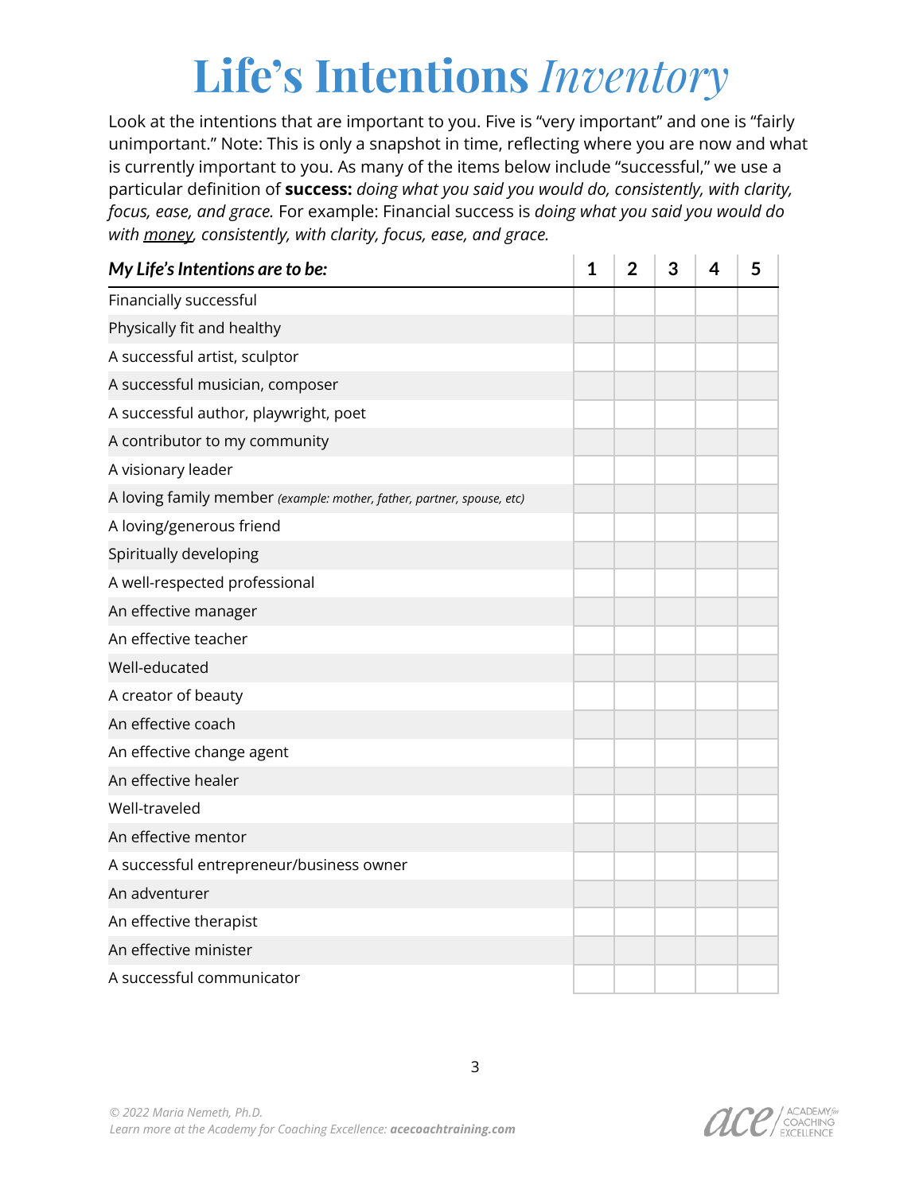# Life's Intentions *Inventory*

Look at the intentions that are important to you. Five is "very important" and one is "fairly unimportant." Note: This is only a snapshot in time, reflecting where you are now and what is currently important to you. As many of the items below include "successful," we use a particular definition of **success:** *doing what you said you would do, consistently, with clarity, focus, ease, and grace.* For example: Financial success is *doing what you said you would do with money, consistently, with clarity, focus, ease, and grace.*

| ***My Life's Intentions are to be:*** | 1 | 2 | 3 | 4 | 5 |
|---|---|---|---|---|---|
| Financially successful | | | | | |
| Physically fit and healthy | | | | | |
| A successful artist, sculptor | | | | | |
| A successful musician, composer | | | | | |
| A successful author, playwright, poet | | | | | |
| A contributor to my community | | | | | |
| A visionary leader | | | | | |
| A loving family member *(example: mother, father, partner, spouse, etc)* | | | | | |
| A loving/generous friend | | | | | |
| Spiritually developing | | | | | |
| A well-respected professional | | | | | |
| An effective manager | | | | | |
| An effective teacher | | | | | |
| Well-educated | | | | | |
| A creator of beauty | | | | | |
| An effective coach | | | | | |
| An effective change agent | | | | | |
| An effective healer | | | | | |
| Well-traveled | | | | | |
| An effective mentor | | | | | |
| A successful entrepreneur/business owner | | | | | |
| An adventurer | | | | | |
| An effective therapist | | | | | |
| An effective minister | | | | | |
| A successful communicator | | | | | |

*© 2022 Maria Nemeth, Ph.D.*
*Learn more at the Academy for Coaching Excellence:* ***acecoachtraining.com***